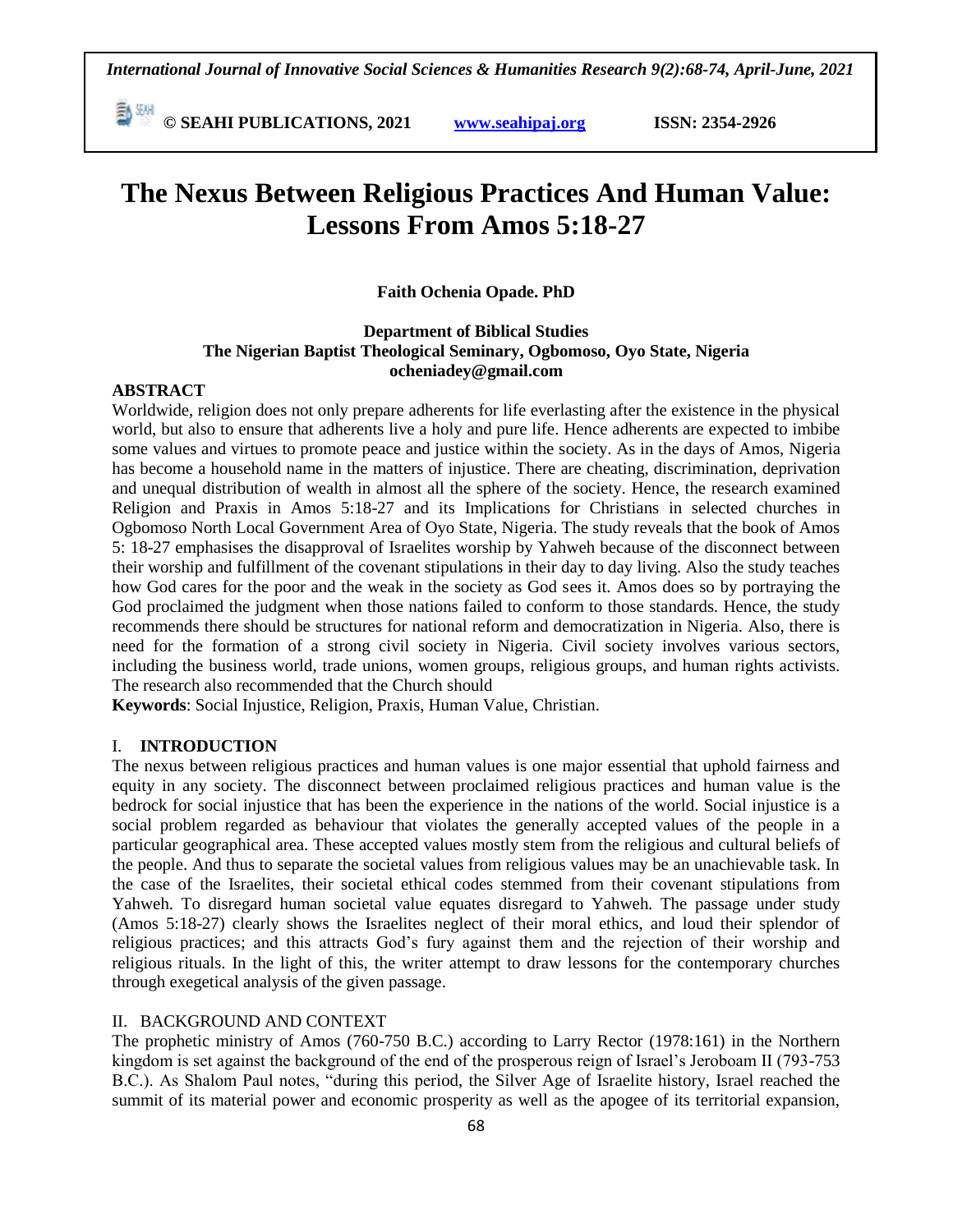# The Nexus Between Religious Practices And Human Value: Lessons From Amos 5:18-27

**Faith Ochenia Opade. PhD**

**Department of Biblical Studies**
**The Nigerian Baptist Theological Seminary, Ogbomoso, Oyo State, Nigeria**
**ocheniadey@gmail.com**

## ABSTRACT

Worldwide, religion does not only prepare adherents for life everlasting after the existence in the physical world, but also to ensure that adherents live a holy and pure life. Hence adherents are expected to imbibe some values and virtues to promote peace and justice within the society. As in the days of Amos, Nigeria has become a household name in the matters of injustice. There are cheating, discrimination, deprivation and unequal distribution of wealth in almost all the sphere of the society. Hence, the research examined Religion and Praxis in Amos 5:18-27 and its Implications for Christians in selected churches in Ogbomoso North Local Government Area of Oyo State, Nigeria. The study reveals that the book of Amos 5: 18-27 emphasises the disapproval of Israelites worship by Yahweh because of the disconnect between their worship and fulfillment of the covenant stipulations in their day to day living. Also the study teaches how God cares for the poor and the weak in the society as God sees it. Amos does so by portraying the God proclaimed the judgment when those nations failed to conform to those standards. Hence, the study recommends there should be structures for national reform and democratization in Nigeria. Also, there is need for the formation of a strong civil society in Nigeria. Civil society involves various sectors, including the business world, trade unions, women groups, religious groups, and human rights activists. The research also recommended that the Church should

**Keywords**: Social Injustice, Religion, Praxis, Human Value, Christian.

## I. INTRODUCTION

The nexus between religious practices and human values is one major essential that uphold fairness and equity in any society. The disconnect between proclaimed religious practices and human value is the bedrock for social injustice that has been the experience in the nations of the world. Social injustice is a social problem regarded as behaviour that violates the generally accepted values of the people in a particular geographical area. These accepted values mostly stem from the religious and cultural beliefs of the people. And thus to separate the societal values from religious values may be an unachievable task. In the case of the Israelites, their societal ethical codes stemmed from their covenant stipulations from Yahweh. To disregard human societal value equates disregard to Yahweh. The passage under study (Amos 5:18-27) clearly shows the Israelites neglect of their moral ethics, and loud their splendor of religious practices; and this attracts God's fury against them and the rejection of their worship and religious rituals. In the light of this, the writer attempt to draw lessons for the contemporary churches through exegetical analysis of the given passage.

## II. BACKGROUND AND CONTEXT

The prophetic ministry of Amos (760-750 B.C.) according to Larry Rector (1978:161) in the Northern kingdom is set against the background of the end of the prosperous reign of Israel's Jeroboam II (793-753 B.C.). As Shalom Paul notes, "during this period, the Silver Age of Israelite history, Israel reached the summit of its material power and economic prosperity as well as the apogee of its territorial expansion,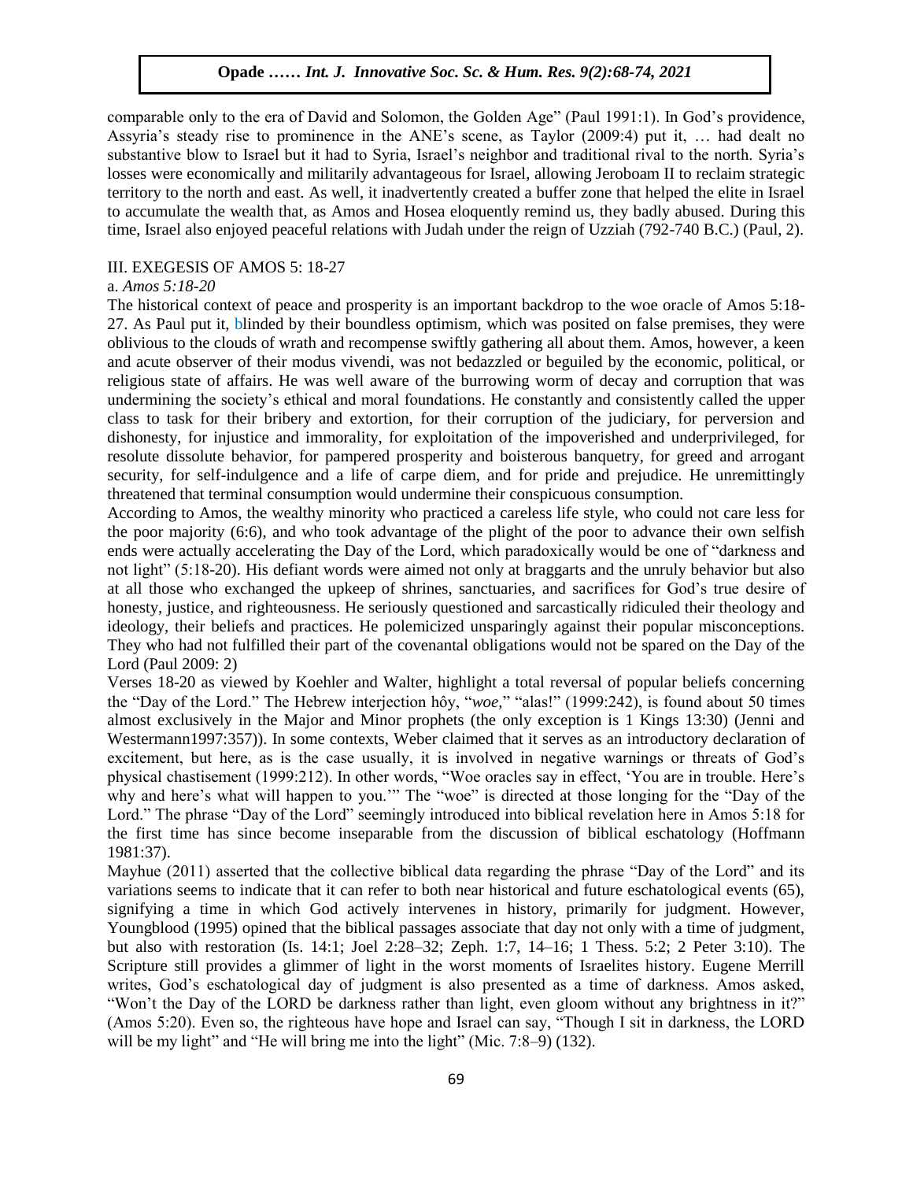comparable only to the era of David and Solomon, the Golden Age" (Paul 1991:1). In God's providence, Assyria's steady rise to prominence in the ANE's scene, as Taylor (2009:4) put it, … had dealt no substantive blow to Israel but it had to Syria, Israel's neighbor and traditional rival to the north. Syria's losses were economically and militarily advantageous for Israel, allowing Jeroboam II to reclaim strategic territory to the north and east. As well, it inadvertently created a buffer zone that helped the elite in Israel to accumulate the wealth that, as Amos and Hosea eloquently remind us, they badly abused. During this time, Israel also enjoyed peaceful relations with Judah under the reign of Uzziah (792-740 B.C.) (Paul, 2).

## III. EXEGESIS OF AMOS 5: 18-27

### a. *Amos 5:18-20*

The historical context of peace and prosperity is an important backdrop to the woe oracle of Amos 5:18-27. As Paul put it, blinded by their boundless optimism, which was posited on false premises, they were oblivious to the clouds of wrath and recompense swiftly gathering all about them. Amos, however, a keen and acute observer of their modus vivendi, was not bedazzled or beguiled by the economic, political, or religious state of affairs. He was well aware of the burrowing worm of decay and corruption that was undermining the society's ethical and moral foundations. He constantly and consistently called the upper class to task for their bribery and extortion, for their corruption of the judiciary, for perversion and dishonesty, for injustice and immorality, for exploitation of the impoverished and underprivileged, for resolute dissolute behavior, for pampered prosperity and boisterous banquetry, for greed and arrogant security, for self-indulgence and a life of carpe diem, and for pride and prejudice. He unremittingly threatened that terminal consumption would undermine their conspicuous consumption.

According to Amos, the wealthy minority who practiced a careless life style, who could not care less for the poor majority (6:6), and who took advantage of the plight of the poor to advance their own selfish ends were actually accelerating the Day of the Lord, which paradoxically would be one of "darkness and not light" (5:18-20). His defiant words were aimed not only at braggarts and the unruly behavior but also at all those who exchanged the upkeep of shrines, sanctuaries, and sacrifices for God's true desire of honesty, justice, and righteousness. He seriously questioned and sarcastically ridiculed their theology and ideology, their beliefs and practices. He polemicized unsparingly against their popular misconceptions. They who had not fulfilled their part of the covenantal obligations would not be spared on the Day of the Lord (Paul 2009: 2)

Verses 18-20 as viewed by Koehler and Walter, highlight a total reversal of popular beliefs concerning the "Day of the Lord." The Hebrew interjection hôy, "*woe,*" "alas!" (1999:242), is found about 50 times almost exclusively in the Major and Minor prophets (the only exception is 1 Kings 13:30) (Jenni and Westermann1997:357)). In some contexts, Weber claimed that it serves as an introductory declaration of excitement, but here, as is the case usually, it is involved in negative warnings or threats of God's physical chastisement (1999:212). In other words, "Woe oracles say in effect, 'You are in trouble. Here's why and here's what will happen to you.'" The "woe" is directed at those longing for the "Day of the Lord." The phrase "Day of the Lord" seemingly introduced into biblical revelation here in Amos 5:18 for the first time has since become inseparable from the discussion of biblical eschatology (Hoffmann 1981:37).

Mayhue (2011) asserted that the collective biblical data regarding the phrase "Day of the Lord" and its variations seems to indicate that it can refer to both near historical and future eschatological events (65), signifying a time in which God actively intervenes in history, primarily for judgment. However, Youngblood (1995) opined that the biblical passages associate that day not only with a time of judgment, but also with restoration (Is. 14:1; Joel 2:28–32; Zeph. 1:7, 14–16; 1 Thess. 5:2; 2 Peter 3:10). The Scripture still provides a glimmer of light in the worst moments of Israelites history. Eugene Merrill writes, God's eschatological day of judgment is also presented as a time of darkness. Amos asked, "Won't the Day of the LORD be darkness rather than light, even gloom without any brightness in it?" (Amos 5:20). Even so, the righteous have hope and Israel can say, "Though I sit in darkness, the LORD will be my light" and "He will bring me into the light" (Mic. 7:8–9) (132).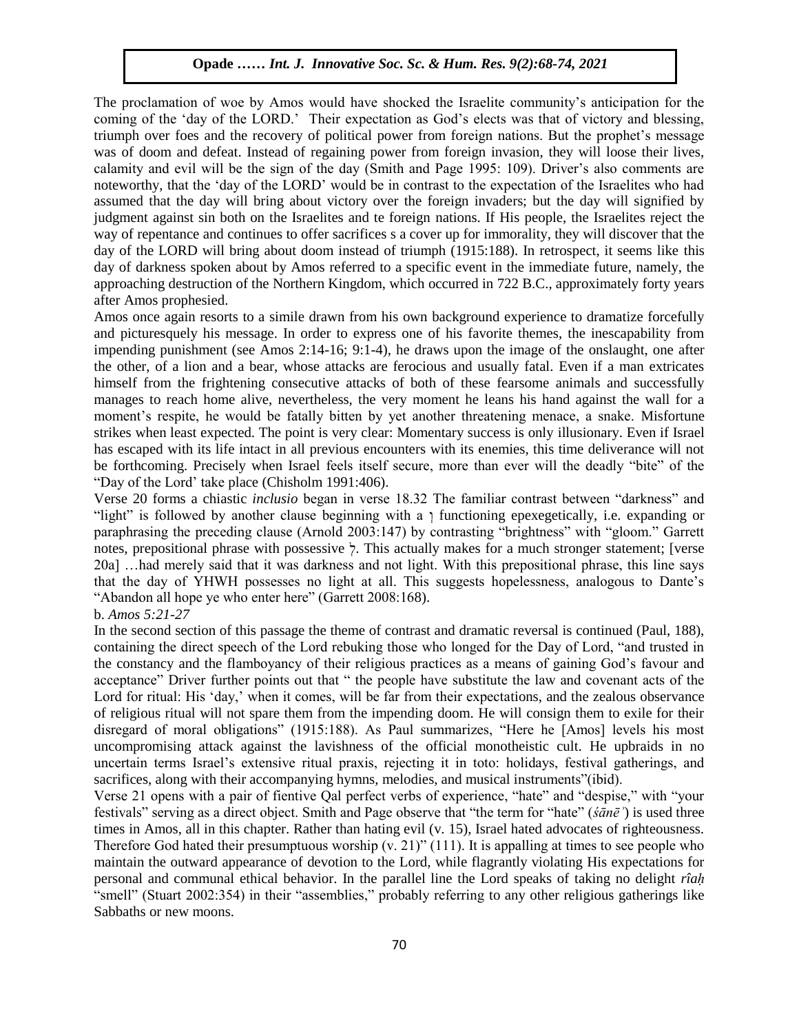The proclamation of woe by Amos would have shocked the Israelite community's anticipation for the coming of the 'day of the LORD.' Their expectation as God's elects was that of victory and blessing, triumph over foes and the recovery of political power from foreign nations. But the prophet's message was of doom and defeat. Instead of regaining power from foreign invasion, they will loose their lives, calamity and evil will be the sign of the day (Smith and Page 1995: 109). Driver's also comments are noteworthy, that the 'day of the LORD' would be in contrast to the expectation of the Israelites who had assumed that the day will bring about victory over the foreign invaders; but the day will signified by judgment against sin both on the Israelites and te foreign nations. If His people, the Israelites reject the way of repentance and continues to offer sacrifices s a cover up for immorality, they will discover that the day of the LORD will bring about doom instead of triumph (1915:188). In retrospect, it seems like this day of darkness spoken about by Amos referred to a specific event in the immediate future, namely, the approaching destruction of the Northern Kingdom, which occurred in 722 B.C., approximately forty years after Amos prophesied.

Amos once again resorts to a simile drawn from his own background experience to dramatize forcefully and picturesquely his message. In order to express one of his favorite themes, the inescapability from impending punishment (see Amos 2:14-16; 9:1-4), he draws upon the image of the onslaught, one after the other, of a lion and a bear, whose attacks are ferocious and usually fatal. Even if a man extricates himself from the frightening consecutive attacks of both of these fearsome animals and successfully manages to reach home alive, nevertheless, the very moment he leans his hand against the wall for a moment's respite, he would be fatally bitten by yet another threatening menace, a snake. Misfortune strikes when least expected. The point is very clear: Momentary success is only illusionary. Even if Israel has escaped with its life intact in all previous encounters with its enemies, this time deliverance will not be forthcoming. Precisely when Israel feels itself secure, more than ever will the deadly "bite" of the "Day of the Lord' take place (Chisholm 1991:406).

Verse 20 forms a chiastic *inclusio* began in verse 18.32 The familiar contrast between "darkness" and "light" is followed by another clause beginning with a וְ functioning epexegetically, i.e. expanding or paraphrasing the preceding clause (Arnold 2003:147) by contrasting "brightness" with "gloom." Garrett notes, prepositional phrase with possessive לְ. This actually makes for a much stronger statement; [verse 20a] …had merely said that it was darkness and not light. With this prepositional phrase, this line says that the day of YHWH possesses no light at all. This suggests hopelessness, analogous to Dante's "Abandon all hope ye who enter here" (Garrett 2008:168).

b. *Amos 5:21-27*

In the second section of this passage the theme of contrast and dramatic reversal is continued (Paul, 188), containing the direct speech of the Lord rebuking those who longed for the Day of Lord, "and trusted in the constancy and the flamboyancy of their religious practices as a means of gaining God's favour and acceptance" Driver further points out that " the people have substitute the law and covenant acts of the Lord for ritual: His 'day,' when it comes, will be far from their expectations, and the zealous observance of religious ritual will not spare them from the impending doom. He will consign them to exile for their disregard of moral obligations" (1915:188). As Paul summarizes, "Here he [Amos] levels his most uncompromising attack against the lavishness of the official monotheistic cult. He upbraids in no uncertain terms Israel's extensive ritual praxis, rejecting it in toto: holidays, festival gatherings, and sacrifices, along with their accompanying hymns, melodies, and musical instruments"(ibid).

Verse 21 opens with a pair of fientive Qal perfect verbs of experience, "hate" and "despise," with "your festivals" serving as a direct object. Smith and Page observe that "the term for "hate" (*śānēʾ*) is used three times in Amos, all in this chapter. Rather than hating evil (v. 15), Israel hated advocates of righteousness. Therefore God hated their presumptuous worship (v. 21)" (111). It is appalling at times to see people who maintain the outward appearance of devotion to the Lord, while flagrantly violating His expectations for personal and communal ethical behavior. In the parallel line the Lord speaks of taking no delight *rîaḥ* "smell" (Stuart 2002:354) in their "assemblies," probably referring to any other religious gatherings like Sabbaths or new moons.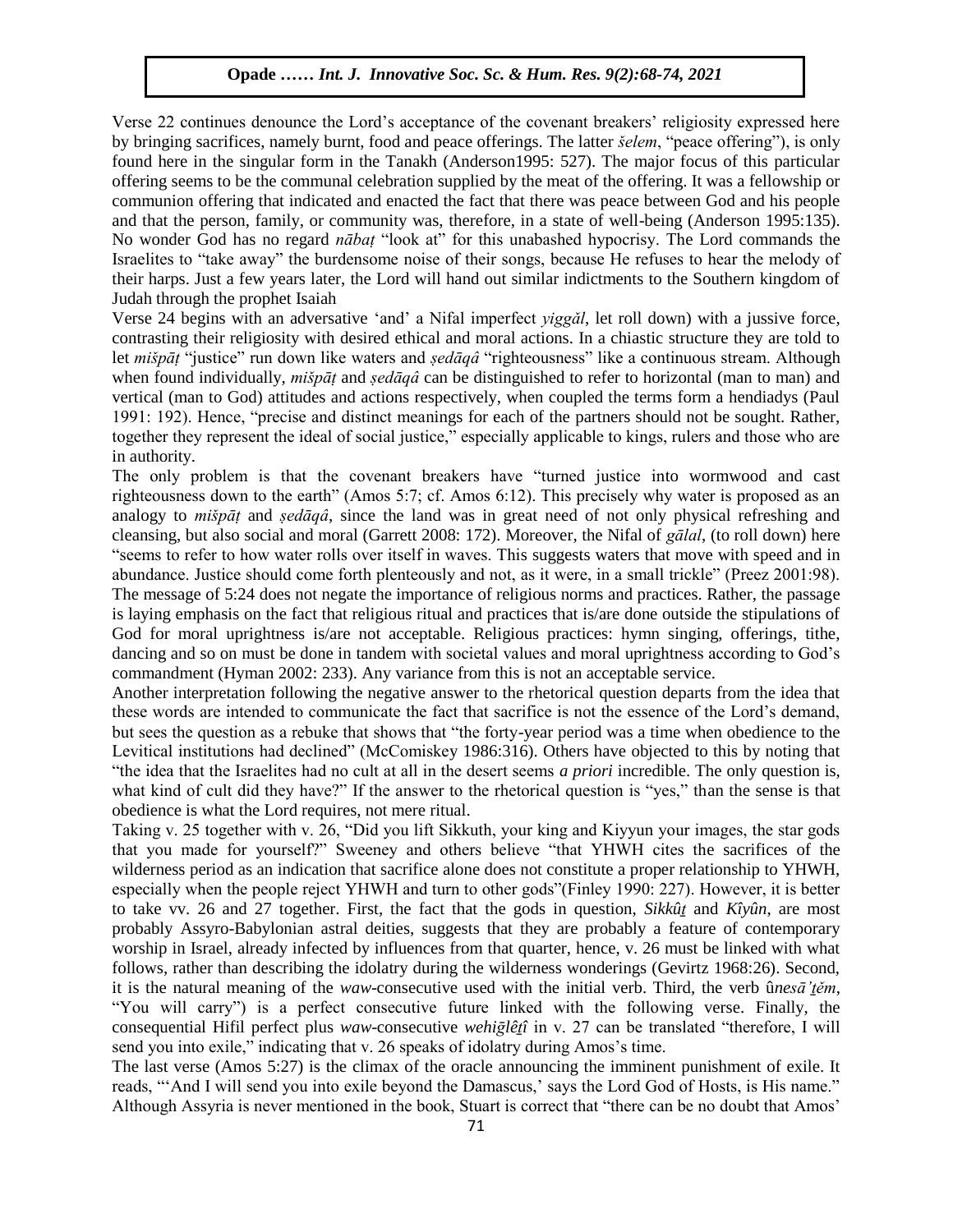Verse 22 continues denounce the Lord's acceptance of the covenant breakers' religiosity expressed here by bringing sacrifices, namely burnt, food and peace offerings. The latter *šelem*, "peace offering"), is only found here in the singular form in the Tanakh (Anderson1995: 527). The major focus of this particular offering seems to be the communal celebration supplied by the meat of the offering. It was a fellowship or communion offering that indicated and enacted the fact that there was peace between God and his people and that the person, family, or community was, therefore, in a state of well-being (Anderson 1995:135). No wonder God has no regard *nābaṭ* "look at" for this unabashed hypocrisy. The Lord commands the Israelites to "take away" the burdensome noise of their songs, because He refuses to hear the melody of their harps. Just a few years later, the Lord will hand out similar indictments to the Southern kingdom of Judah through the prophet Isaiah

Verse 24 begins with an adversative 'and' a Nifal imperfect *yiggăl*, let roll down) with a jussive force, contrasting their religiosity with desired ethical and moral actions. In a chiastic structure they are told to let *mišpāṭ* "justice" run down like waters and *ṣedāqâ* "righteousness" like a continuous stream. Although when found individually, *mišpāṭ* and *ṣedāqâ* can be distinguished to refer to horizontal (man to man) and vertical (man to God) attitudes and actions respectively, when coupled the terms form a hendiadys (Paul 1991: 192). Hence, "precise and distinct meanings for each of the partners should not be sought. Rather, together they represent the ideal of social justice," especially applicable to kings, rulers and those who are in authority.

The only problem is that the covenant breakers have "turned justice into wormwood and cast righteousness down to the earth" (Amos 5:7; cf. Amos 6:12). This precisely why water is proposed as an analogy to *mišpāṭ* and *ṣedāqâ*, since the land was in great need of not only physical refreshing and cleansing, but also social and moral (Garrett 2008: 172). Moreover, the Nifal of *gālal*, (to roll down) here "seems to refer to how water rolls over itself in waves. This suggests waters that move with speed and in abundance. Justice should come forth plenteously and not, as it were, in a small trickle" (Preez 2001:98).

The message of 5:24 does not negate the importance of religious norms and practices. Rather, the passage is laying emphasis on the fact that religious ritual and practices that is/are done outside the stipulations of God for moral uprightness is/are not acceptable. Religious practices: hymn singing, offerings, tithe, dancing and so on must be done in tandem with societal values and moral uprightness according to God's commandment (Hyman 2002: 233). Any variance from this is not an acceptable service.

Another interpretation following the negative answer to the rhetorical question departs from the idea that these words are intended to communicate the fact that sacrifice is not the essence of the Lord's demand, but sees the question as a rebuke that shows that "the forty-year period was a time when obedience to the Levitical institutions had declined" (McComiskey 1986:316). Others have objected to this by noting that "the idea that the Israelites had no cult at all in the desert seems *a priori* incredible. The only question is, what kind of cult did they have?" If the answer to the rhetorical question is "yes," than the sense is that obedience is what the Lord requires, not mere ritual.

Taking v. 25 together with v. 26, "Did you lift Sikkuth, your king and Kiyyun your images, the star gods that you made for yourself?" Sweeney and others believe "that YHWH cites the sacrifices of the wilderness period as an indication that sacrifice alone does not constitute a proper relationship to YHWH, especially when the people reject YHWH and turn to other gods"(Finley 1990: 227). However, it is better to take vv. 26 and 27 together. First, the fact that the gods in question, *Sikkûṯ* and *Kîyûn*, are most probably Assyro-Babylonian astral deities, suggests that they are probably a feature of contemporary worship in Israel, already infected by influences from that quarter, hence, v. 26 must be linked with what follows, rather than describing the idolatry during the wilderness wonderings (Gevirtz 1968:26). Second, it is the natural meaning of the *waw*-consecutive used with the initial verb. Third, the verb û*nesā'ṯěm*, "You will carry") is a perfect consecutive future linked with the following verse. Finally, the consequential Hifil perfect plus *waw*-consecutive *wehiḡlêṯî* in v. 27 can be translated "therefore, I will send you into exile," indicating that v. 26 speaks of idolatry during Amos's time.

The last verse (Amos 5:27) is the climax of the oracle announcing the imminent punishment of exile. It reads, "'And I will send you into exile beyond the Damascus,' says the Lord God of Hosts, is His name." Although Assyria is never mentioned in the book, Stuart is correct that "there can be no doubt that Amos'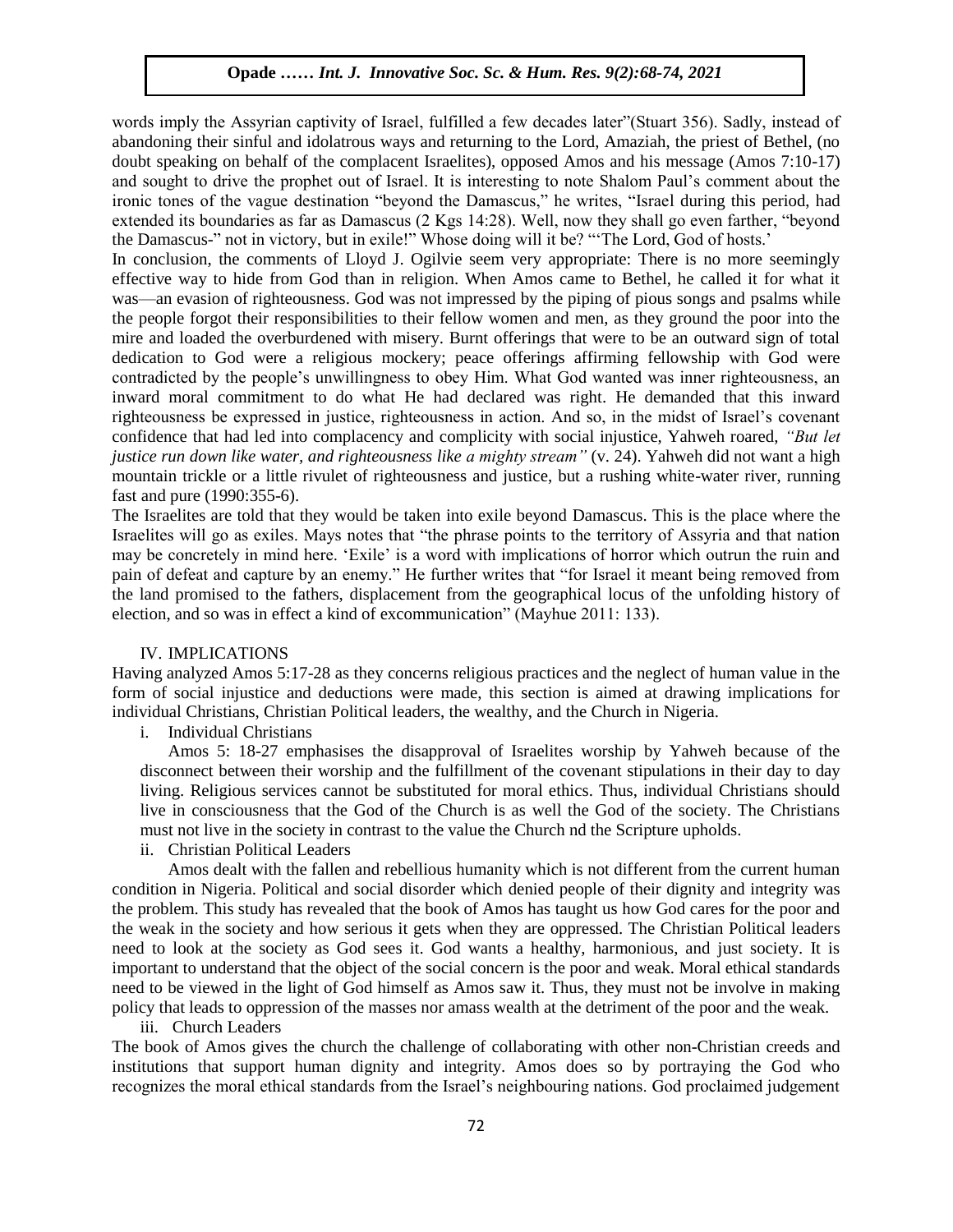words imply the Assyrian captivity of Israel, fulfilled a few decades later"(Stuart 356). Sadly, instead of abandoning their sinful and idolatrous ways and returning to the Lord, Amaziah, the priest of Bethel, (no doubt speaking on behalf of the complacent Israelites), opposed Amos and his message (Amos 7:10-17) and sought to drive the prophet out of Israel. It is interesting to note Shalom Paul's comment about the ironic tones of the vague destination "beyond the Damascus," he writes, "Israel during this period, had extended its boundaries as far as Damascus (2 Kgs 14:28). Well, now they shall go even farther, "beyond the Damascus-" not in victory, but in exile!" Whose doing will it be? "'The Lord, God of hosts.'

In conclusion, the comments of Lloyd J. Ogilvie seem very appropriate: There is no more seemingly effective way to hide from God than in religion. When Amos came to Bethel, he called it for what it was—an evasion of righteousness. God was not impressed by the piping of pious songs and psalms while the people forgot their responsibilities to their fellow women and men, as they ground the poor into the mire and loaded the overburdened with misery. Burnt offerings that were to be an outward sign of total dedication to God were a religious mockery; peace offerings affirming fellowship with God were contradicted by the people's unwillingness to obey Him. What God wanted was inner righteousness, an inward moral commitment to do what He had declared was right. He demanded that this inward righteousness be expressed in justice, righteousness in action. And so, in the midst of Israel's covenant confidence that had led into complacency and complicity with social injustice, Yahweh roared, *"But let justice run down like water, and righteousness like a mighty stream"* (v. 24). Yahweh did not want a high mountain trickle or a little rivulet of righteousness and justice, but a rushing white-water river, running fast and pure (1990:355-6).

The Israelites are told that they would be taken into exile beyond Damascus. This is the place where the Israelites will go as exiles. Mays notes that "the phrase points to the territory of Assyria and that nation may be concretely in mind here. 'Exile' is a word with implications of horror which outrun the ruin and pain of defeat and capture by an enemy." He further writes that "for Israel it meant being removed from the land promised to the fathers, displacement from the geographical locus of the unfolding history of election, and so was in effect a kind of excommunication" (Mayhue 2011: 133).

## IV. IMPLICATIONS

Having analyzed Amos 5:17-28 as they concerns religious practices and the neglect of human value in the form of social injustice and deductions were made, this section is aimed at drawing implications for individual Christians, Christian Political leaders, the wealthy, and the Church in Nigeria.

i. Individual Christians

Amos 5: 18-27 emphasises the disapproval of Israelites worship by Yahweh because of the disconnect between their worship and the fulfillment of the covenant stipulations in their day to day living. Religious services cannot be substituted for moral ethics. Thus, individual Christians should live in consciousness that the God of the Church is as well the God of the society. The Christians must not live in the society in contrast to the value the Church nd the Scripture upholds.

ii. Christian Political Leaders

Amos dealt with the fallen and rebellious humanity which is not different from the current human condition in Nigeria. Political and social disorder which denied people of their dignity and integrity was the problem. This study has revealed that the book of Amos has taught us how God cares for the poor and the weak in the society and how serious it gets when they are oppressed. The Christian Political leaders need to look at the society as God sees it. God wants a healthy, harmonious, and just society. It is important to understand that the object of the social concern is the poor and weak. Moral ethical standards need to be viewed in the light of God himself as Amos saw it. Thus, they must not be involve in making policy that leads to oppression of the masses nor amass wealth at the detriment of the poor and the weak.

iii. Church Leaders

The book of Amos gives the church the challenge of collaborating with other non-Christian creeds and institutions that support human dignity and integrity. Amos does so by portraying the God who recognizes the moral ethical standards from the Israel's neighbouring nations. God proclaimed judgement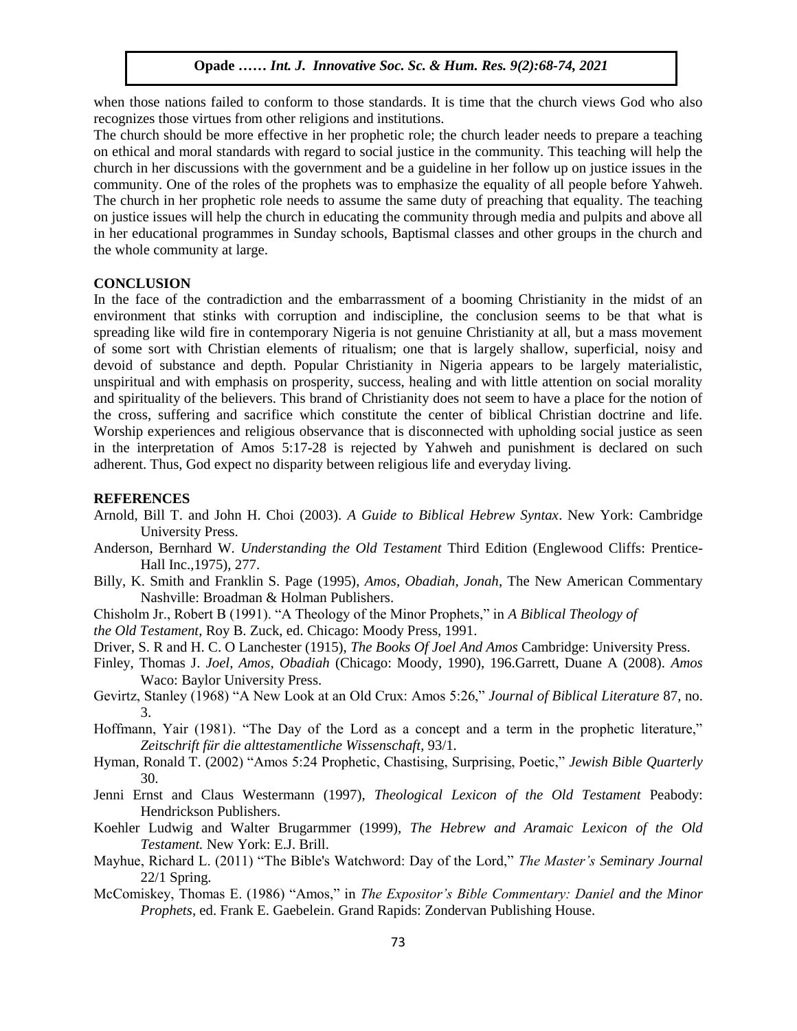when those nations failed to conform to those standards. It is time that the church views God who also recognizes those virtues from other religions and institutions.

The church should be more effective in her prophetic role; the church leader needs to prepare a teaching on ethical and moral standards with regard to social justice in the community. This teaching will help the church in her discussions with the government and be a guideline in her follow up on justice issues in the community. One of the roles of the prophets was to emphasize the equality of all people before Yahweh. The church in her prophetic role needs to assume the same duty of preaching that equality. The teaching on justice issues will help the church in educating the community through media and pulpits and above all in her educational programmes in Sunday schools, Baptismal classes and other groups in the church and the whole community at large.

## CONCLUSION

In the face of the contradiction and the embarrassment of a booming Christianity in the midst of an environment that stinks with corruption and indiscipline, the conclusion seems to be that what is spreading like wild fire in contemporary Nigeria is not genuine Christianity at all, but a mass movement of some sort with Christian elements of ritualism; one that is largely shallow, superficial, noisy and devoid of substance and depth. Popular Christianity in Nigeria appears to be largely materialistic, unspiritual and with emphasis on prosperity, success, healing and with little attention on social morality and spirituality of the believers. This brand of Christianity does not seem to have a place for the notion of the cross, suffering and sacrifice which constitute the center of biblical Christian doctrine and life. Worship experiences and religious observance that is disconnected with upholding social justice as seen in the interpretation of Amos 5:17-28 is rejected by Yahweh and punishment is declared on such adherent. Thus, God expect no disparity between religious life and everyday living.

## REFERENCES

Arnold, Bill T. and John H. Choi (2003). *A Guide to Biblical Hebrew Syntax*. New York: Cambridge University Press.

Anderson, Bernhard W. *Understanding the Old Testament* Third Edition (Englewood Cliffs: Prentice-Hall Inc.,1975), 277.

Billy, K. Smith and Franklin S. Page (1995), *Amos, Obadiah, Jonah*, The New American Commentary Nashville: Broadman & Holman Publishers.

Chisholm Jr., Robert B (1991). "A Theology of the Minor Prophets," in *A Biblical Theology of the Old Testament*, Roy B. Zuck, ed. Chicago: Moody Press, 1991.

Driver, S. R and H. C. O Lanchester (1915), *The Books Of Joel And Amos* Cambridge: University Press.

Finley, Thomas J. *Joel, Amos, Obadiah* (Chicago: Moody, 1990), 196.Garrett, Duane A (2008). *Amos* Waco: Baylor University Press.

Gevirtz, Stanley (1968) "A New Look at an Old Crux: Amos 5:26," *Journal of Biblical Literature* 87, no. 3.

Hoffmann, Yair (1981). "The Day of the Lord as a concept and a term in the prophetic literature," *Zeitschrift für die alttestamentliche Wissenschaft*, 93/1.

Hyman, Ronald T. (2002) "Amos 5:24 Prophetic, Chastising, Surprising, Poetic," *Jewish Bible Quarterly* 30.

Jenni Ernst and Claus Westermann (1997), *Theological Lexicon of the Old Testament* Peabody: Hendrickson Publishers.

Koehler Ludwig and Walter Brugarmmer (1999), *The Hebrew and Aramaic Lexicon of the Old Testament.* New York: E.J. Brill.

Mayhue, Richard L. (2011) "The Bible's Watchword: Day of the Lord," *The Master's Seminary Journal* 22/1 Spring.

McComiskey, Thomas E. (1986) "Amos," in *The Expositor's Bible Commentary: Daniel and the Minor Prophets*, ed. Frank E. Gaebelein. Grand Rapids: Zondervan Publishing House.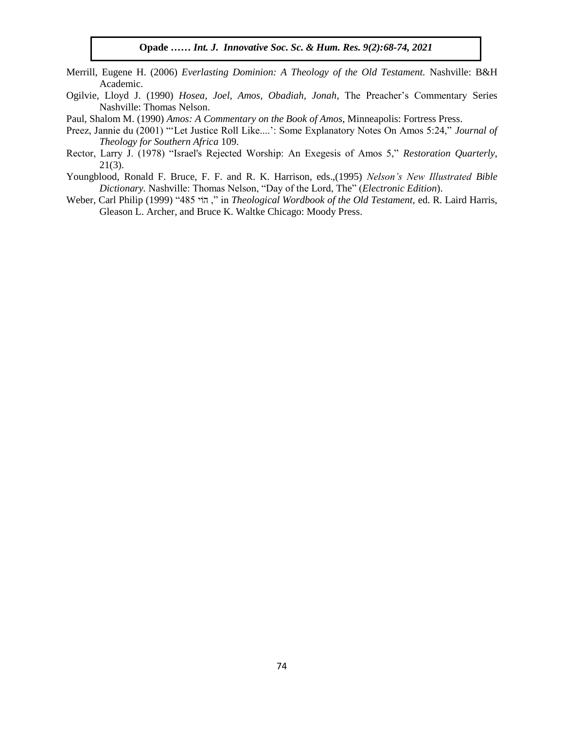Merrill, Eugene H. (2006) *Everlasting Dominion: A Theology of the Old Testament.* Nashville: B&H Academic.

Ogilvie, Lloyd J. (1990) *Hosea, Joel, Amos, Obadiah, Jonah*, The Preacher's Commentary Series Nashville: Thomas Nelson.

Paul, Shalom M. (1990) *Amos: A Commentary on the Book of Amos*, Minneapolis: Fortress Press.

Preez, Jannie du (2001) "'Let Justice Roll Like....': Some Explanatory Notes On Amos 5:24," *Journal of Theology for Southern Africa* 109.

Rector, Larry J. (1978) "Israel's Rejected Worship: An Exegesis of Amos 5," *Restoration Quarterly*, 21(3).

Youngblood, Ronald F. Bruce, F. F. and R. K. Harrison, eds.,(1995) *Nelson's New Illustrated Bible Dictionary.* Nashville: Thomas Nelson, "Day of the Lord, The" (*Electronic Edition*).

Weber, Carl Philip (1999) "485 הוֹי," in *Theological Wordbook of the Old Testament*, ed. R. Laird Harris, Gleason L. Archer, and Bruce K. Waltke Chicago: Moody Press.